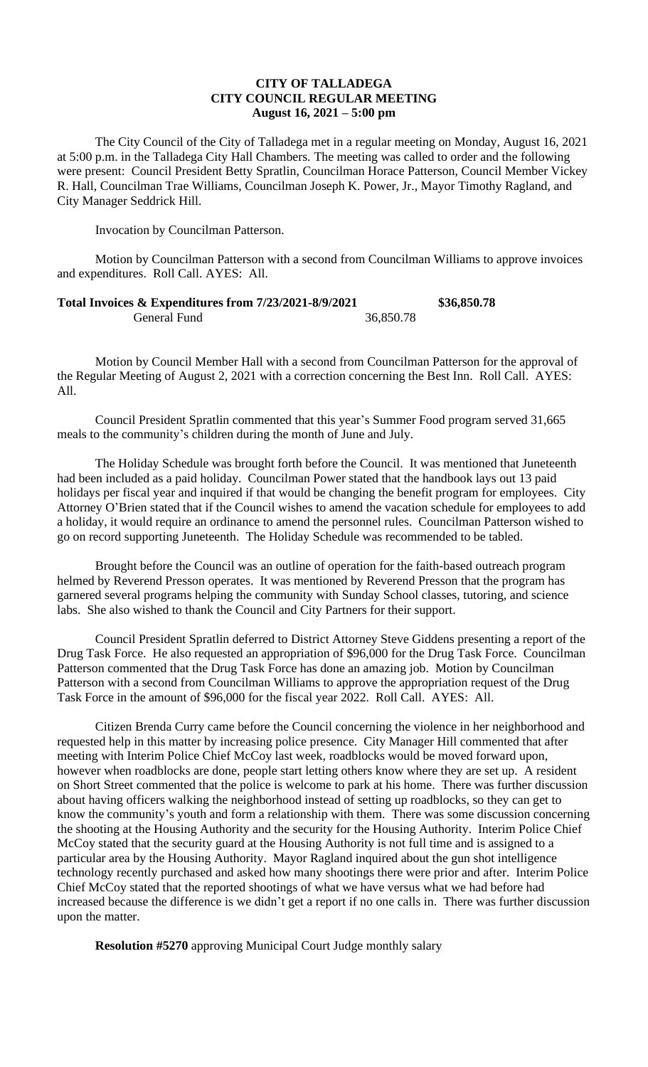**CITY OF TALLADEGA**
**CITY COUNCIL REGULAR MEETING**
**August 16, 2021 – 5:00 pm**

The City Council of the City of Talladega met in a regular meeting on Monday, August 16, 2021 at 5:00 p.m. in the Talladega City Hall Chambers. The meeting was called to order and the following were present: Council President Betty Spratlin, Councilman Horace Patterson, Council Member Vickey R. Hall, Councilman Trae Williams, Councilman Joseph K. Power, Jr., Mayor Timothy Ragland, and City Manager Seddrick Hill.

Invocation by Councilman Patterson.

Motion by Councilman Patterson with a second from Councilman Williams to approve invoices and expenditures. Roll Call. AYES: All.

| **Total Invoices & Expenditures from 7/23/2021-8/9/2021** | | **$36,850.78** |
|---|---|---|
| General Fund | 36,850.78 | |

Motion by Council Member Hall with a second from Councilman Patterson for the approval of the Regular Meeting of August 2, 2021 with a correction concerning the Best Inn. Roll Call. AYES: All.

Council President Spratlin commented that this year's Summer Food program served 31,665 meals to the community's children during the month of June and July.

The Holiday Schedule was brought forth before the Council. It was mentioned that Juneteenth had been included as a paid holiday. Councilman Power stated that the handbook lays out 13 paid holidays per fiscal year and inquired if that would be changing the benefit program for employees. City Attorney O'Brien stated that if the Council wishes to amend the vacation schedule for employees to add a holiday, it would require an ordinance to amend the personnel rules. Councilman Patterson wished to go on record supporting Juneteenth. The Holiday Schedule was recommended to be tabled.

Brought before the Council was an outline of operation for the faith-based outreach program helmed by Reverend Presson operates. It was mentioned by Reverend Presson that the program has garnered several programs helping the community with Sunday School classes, tutoring, and science labs. She also wished to thank the Council and City Partners for their support.

Council President Spratlin deferred to District Attorney Steve Giddens presenting a report of the Drug Task Force. He also requested an appropriation of $96,000 for the Drug Task Force. Councilman Patterson commented that the Drug Task Force has done an amazing job. Motion by Councilman Patterson with a second from Councilman Williams to approve the appropriation request of the Drug Task Force in the amount of $96,000 for the fiscal year 2022. Roll Call. AYES: All.

Citizen Brenda Curry came before the Council concerning the violence in her neighborhood and requested help in this matter by increasing police presence. City Manager Hill commented that after meeting with Interim Police Chief McCoy last week, roadblocks would be moved forward upon, however when roadblocks are done, people start letting others know where they are set up. A resident on Short Street commented that the police is welcome to park at his home. There was further discussion about having officers walking the neighborhood instead of setting up roadblocks, so they can get to know the community's youth and form a relationship with them. There was some discussion concerning the shooting at the Housing Authority and the security for the Housing Authority. Interim Police Chief McCoy stated that the security guard at the Housing Authority is not full time and is assigned to a particular area by the Housing Authority. Mayor Ragland inquired about the gun shot intelligence technology recently purchased and asked how many shootings there were prior and after. Interim Police Chief McCoy stated that the reported shootings of what we have versus what we had before had increased because the difference is we didn't get a report if no one calls in. There was further discussion upon the matter.

**Resolution #5270** approving Municipal Court Judge monthly salary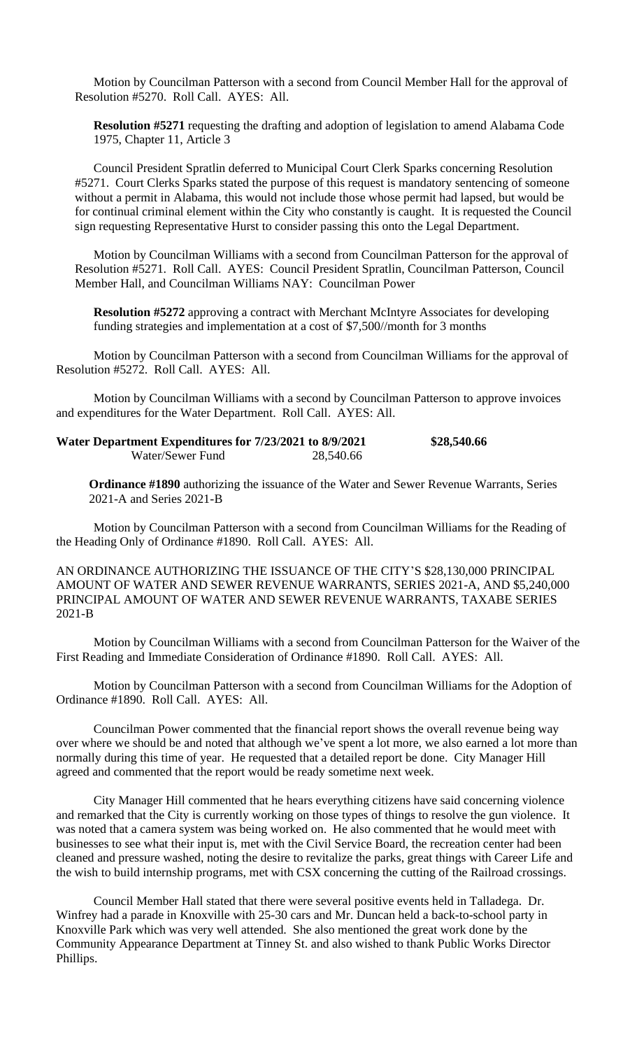Motion by Councilman Patterson with a second from Council Member Hall for the approval of Resolution #5270. Roll Call. AYES: All.

**Resolution #5271** requesting the drafting and adoption of legislation to amend Alabama Code 1975, Chapter 11, Article 3

Council President Spratlin deferred to Municipal Court Clerk Sparks concerning Resolution #5271. Court Clerks Sparks stated the purpose of this request is mandatory sentencing of someone without a permit in Alabama, this would not include those whose permit had lapsed, but would be for continual criminal element within the City who constantly is caught. It is requested the Council sign requesting Representative Hurst to consider passing this onto the Legal Department.

Motion by Councilman Williams with a second from Councilman Patterson for the approval of Resolution #5271. Roll Call. AYES: Council President Spratlin, Councilman Patterson, Council Member Hall, and Councilman Williams NAY: Councilman Power

**Resolution #5272** approving a contract with Merchant McIntyre Associates for developing funding strategies and implementation at a cost of $7,500//month for 3 months

Motion by Councilman Patterson with a second from Councilman Williams for the approval of Resolution #5272. Roll Call. AYES: All.

Motion by Councilman Williams with a second by Councilman Patterson to approve invoices and expenditures for the Water Department. Roll Call. AYES: All.

| **Water Department Expenditures for 7/23/2021 to 8/9/2021** | | **$28,540.66** |
|---|---|---|
| Water/Sewer Fund | 28,540.66 | |

**Ordinance #1890** authorizing the issuance of the Water and Sewer Revenue Warrants, Series 2021-A and Series 2021-B

Motion by Councilman Patterson with a second from Councilman Williams for the Reading of the Heading Only of Ordinance #1890. Roll Call. AYES: All.

AN ORDINANCE AUTHORIZING THE ISSUANCE OF THE CITY'S $28,130,000 PRINCIPAL AMOUNT OF WATER AND SEWER REVENUE WARRANTS, SERIES 2021-A, AND $5,240,000 PRINCIPAL AMOUNT OF WATER AND SEWER REVENUE WARRANTS, TAXABE SERIES 2021-B

Motion by Councilman Williams with a second from Councilman Patterson for the Waiver of the First Reading and Immediate Consideration of Ordinance #1890. Roll Call. AYES: All.

Motion by Councilman Patterson with a second from Councilman Williams for the Adoption of Ordinance #1890. Roll Call. AYES: All.

Councilman Power commented that the financial report shows the overall revenue being way over where we should be and noted that although we've spent a lot more, we also earned a lot more than normally during this time of year. He requested that a detailed report be done. City Manager Hill agreed and commented that the report would be ready sometime next week.

City Manager Hill commented that he hears everything citizens have said concerning violence and remarked that the City is currently working on those types of things to resolve the gun violence. It was noted that a camera system was being worked on. He also commented that he would meet with businesses to see what their input is, met with the Civil Service Board, the recreation center had been cleaned and pressure washed, noting the desire to revitalize the parks, great things with Career Life and the wish to build internship programs, met with CSX concerning the cutting of the Railroad crossings.

Council Member Hall stated that there were several positive events held in Talladega. Dr. Winfrey had a parade in Knoxville with 25-30 cars and Mr. Duncan held a back-to-school party in Knoxville Park which was very well attended. She also mentioned the great work done by the Community Appearance Department at Tinney St. and also wished to thank Public Works Director Phillips.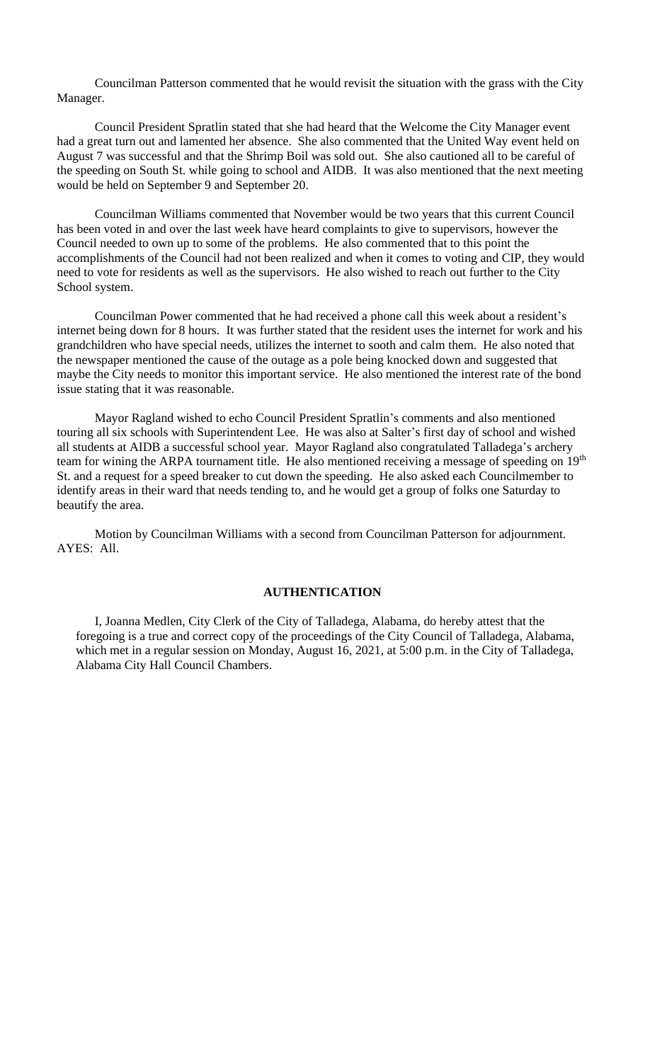Councilman Patterson commented that he would revisit the situation with the grass with the City Manager.

Council President Spratlin stated that she had heard that the Welcome the City Manager event had a great turn out and lamented her absence. She also commented that the United Way event held on August 7 was successful and that the Shrimp Boil was sold out. She also cautioned all to be careful of the speeding on South St. while going to school and AIDB. It was also mentioned that the next meeting would be held on September 9 and September 20.

Councilman Williams commented that November would be two years that this current Council has been voted in and over the last week have heard complaints to give to supervisors, however the Council needed to own up to some of the problems. He also commented that to this point the accomplishments of the Council had not been realized and when it comes to voting and CIP, they would need to vote for residents as well as the supervisors. He also wished to reach out further to the City School system.

Councilman Power commented that he had received a phone call this week about a resident's internet being down for 8 hours. It was further stated that the resident uses the internet for work and his grandchildren who have special needs, utilizes the internet to sooth and calm them. He also noted that the newspaper mentioned the cause of the outage as a pole being knocked down and suggested that maybe the City needs to monitor this important service. He also mentioned the interest rate of the bond issue stating that it was reasonable.

Mayor Ragland wished to echo Council President Spratlin's comments and also mentioned touring all six schools with Superintendent Lee. He was also at Salter's first day of school and wished all students at AIDB a successful school year. Mayor Ragland also congratulated Talladega's archery team for wining the ARPA tournament title. He also mentioned receiving a message of speeding on 19th St. and a request for a speed breaker to cut down the speeding. He also asked each Councilmember to identify areas in their ward that needs tending to, and he would get a group of folks one Saturday to beautify the area.

Motion by Councilman Williams with a second from Councilman Patterson for adjournment. AYES: All.

**AUTHENTICATION**

I, Joanna Medlen, City Clerk of the City of Talladega, Alabama, do hereby attest that the foregoing is a true and correct copy of the proceedings of the City Council of Talladega, Alabama, which met in a regular session on Monday, August 16, 2021, at 5:00 p.m. in the City of Talladega, Alabama City Hall Council Chambers.